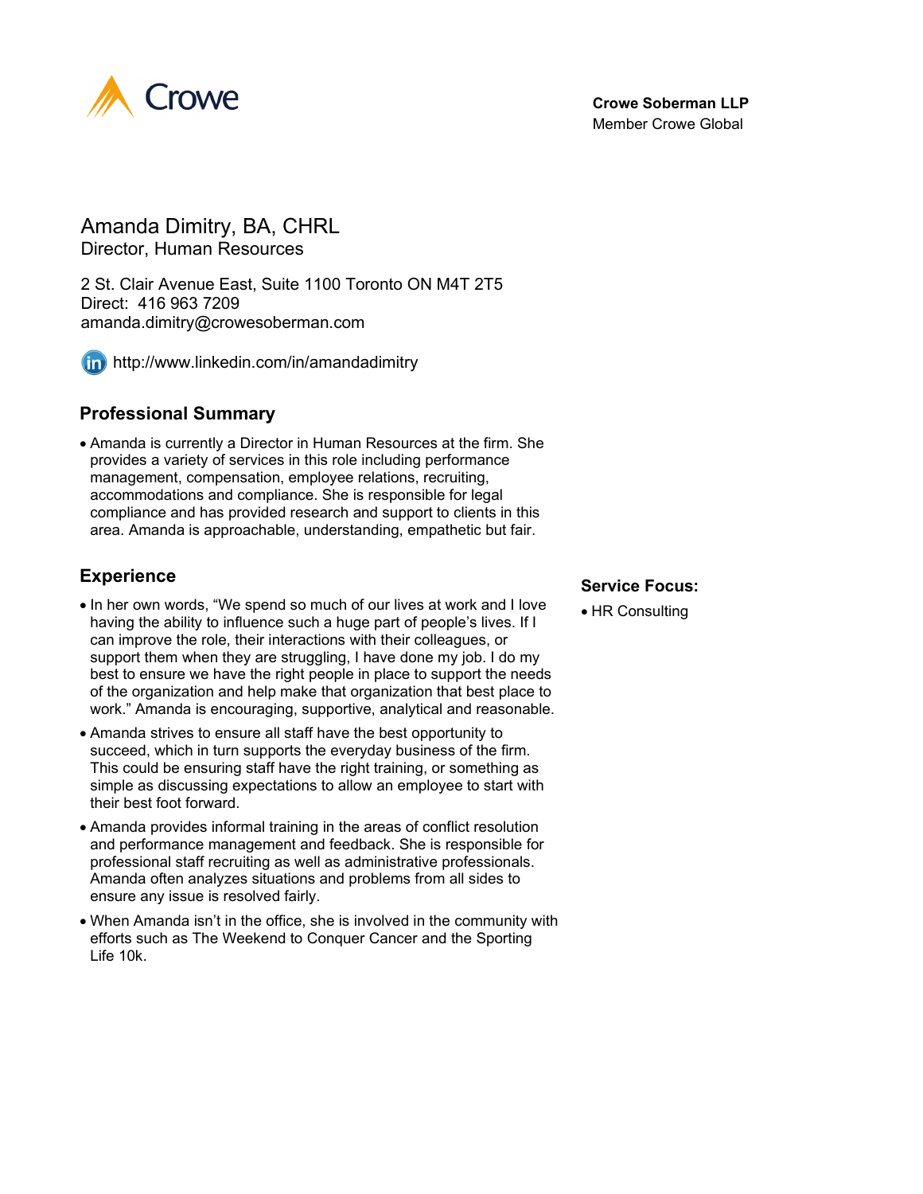Crowe

**Crowe Soberman LLP**
Member Crowe Global

# Amanda Dimitry, BA, CHRL

Director, Human Resources

2 St. Clair Avenue East, Suite 1100 Toronto ON M4T 2T5
Direct: 416 963 7209
amanda.dimitry@crowesoberman.com

http://www.linkedin.com/in/amandadimitry

## Professional Summary

- Amanda is currently a Director in Human Resources at the firm. She provides a variety of services in this role including performance management, compensation, employee relations, recruiting, accommodations and compliance. She is responsible for legal compliance and has provided research and support to clients in this area. Amanda is approachable, understanding, empathetic but fair.

## Experience

- In her own words, "We spend so much of our lives at work and I love having the ability to influence such a huge part of people's lives. If I can improve the role, their interactions with their colleagues, or support them when they are struggling, I have done my job. I do my best to ensure we have the right people in place to support the needs of the organization and help make that organization that best place to work." Amanda is encouraging, supportive, analytical and reasonable.
- Amanda strives to ensure all staff have the best opportunity to succeed, which in turn supports the everyday business of the firm. This could be ensuring staff have the right training, or something as simple as discussing expectations to allow an employee to start with their best foot forward.
- Amanda provides informal training in the areas of conflict resolution and performance management and feedback. She is responsible for professional staff recruiting as well as administrative professionals. Amanda often analyzes situations and problems from all sides to ensure any issue is resolved fairly.
- When Amanda isn't in the office, she is involved in the community with efforts such as The Weekend to Conquer Cancer and the Sporting Life 10k.

## Service Focus:

- HR Consulting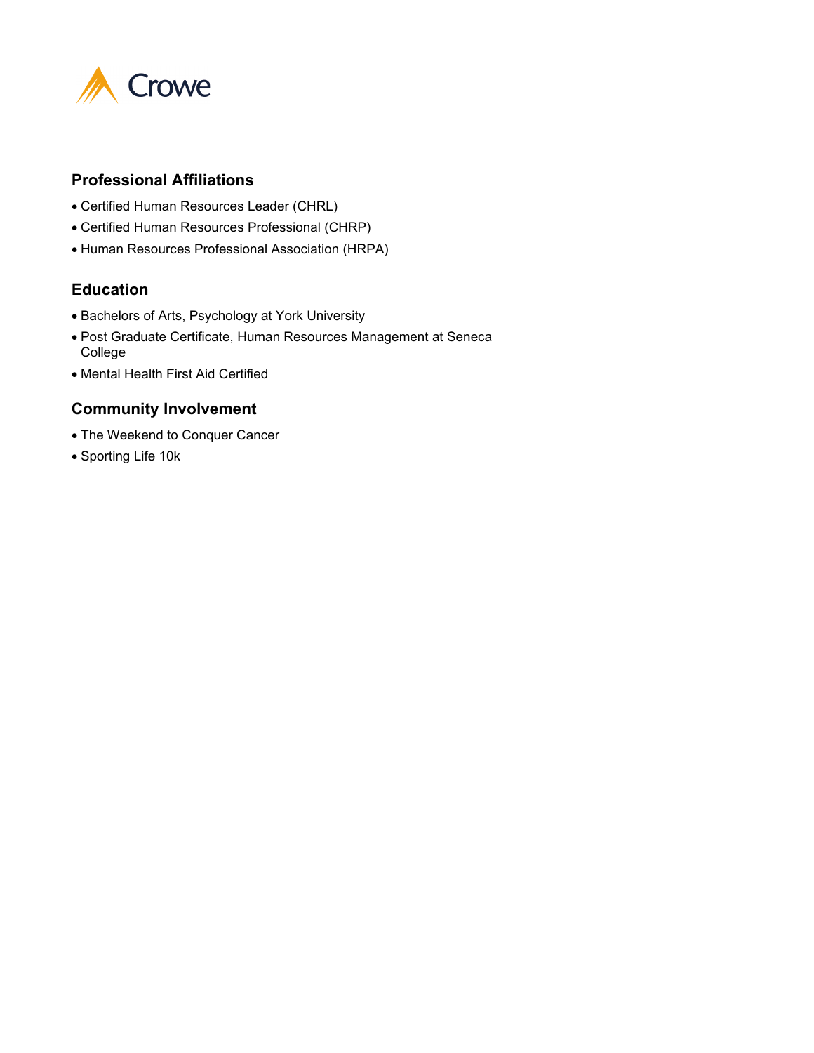## Professional Affiliations

- Certified Human Resources Leader (CHRL)
- Certified Human Resources Professional (CHRP)
- Human Resources Professional Association (HRPA)

## Education

- Bachelors of Arts, Psychology at York University
- Post Graduate Certificate, Human Resources Management at Seneca College
- Mental Health First Aid Certified

## Community Involvement

- The Weekend to Conquer Cancer
- Sporting Life 10k